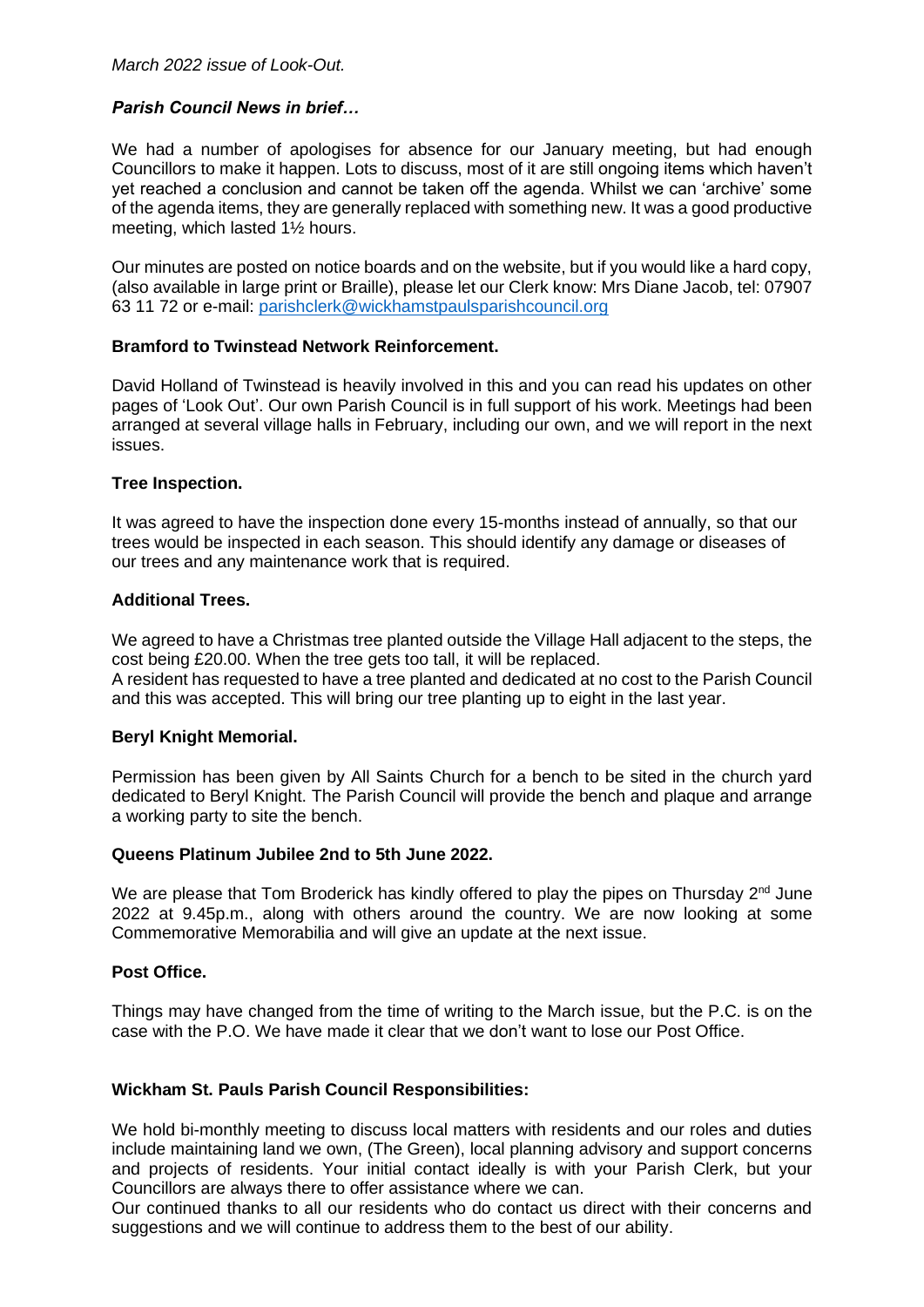*March 2022 issue of Look-Out.*

***Parish Council News in brief…***

We had a number of apologises for absence for our January meeting, but had enough Councillors to make it happen. Lots to discuss, most of it are still ongoing items which haven't yet reached a conclusion and cannot be taken off the agenda. Whilst we can 'archive' some of the agenda items, they are generally replaced with something new. It was a good productive meeting, which lasted 1½ hours.

Our minutes are posted on notice boards and on the website, but if you would like a hard copy, (also available in large print or Braille), please let our Clerk know: Mrs Diane Jacob, tel: 07907 63 11 72 or e-mail: parishclerk@wickhamstpaulsparishcouncil.org

**Bramford to Twinstead Network Reinforcement.**

David Holland of Twinstead is heavily involved in this and you can read his updates on other pages of 'Look Out'. Our own Parish Council is in full support of his work. Meetings had been arranged at several village halls in February, including our own, and we will report in the next issues.

**Tree Inspection.**

It was agreed to have the inspection done every 15-months instead of annually, so that our trees would be inspected in each season. This should identify any damage or diseases of our trees and any maintenance work that is required.

**Additional Trees.**

We agreed to have a Christmas tree planted outside the Village Hall adjacent to the steps, the cost being £20.00. When the tree gets too tall, it will be replaced.
A resident has requested to have a tree planted and dedicated at no cost to the Parish Council and this was accepted. This will bring our tree planting up to eight in the last year.

**Beryl Knight Memorial.**

Permission has been given by All Saints Church for a bench to be sited in the church yard dedicated to Beryl Knight. The Parish Council will provide the bench and plaque and arrange a working party to site the bench.

**Queens Platinum Jubilee 2nd to 5th June 2022.**

We are please that Tom Broderick has kindly offered to play the pipes on Thursday 2nd June 2022 at 9.45p.m., along with others around the country. We are now looking at some Commemorative Memorabilia and will give an update at the next issue.

**Post Office.**

Things may have changed from the time of writing to the March issue, but the P.C. is on the case with the P.O. We have made it clear that we don't want to lose our Post Office.

**Wickham St. Pauls Parish Council Responsibilities:**

We hold bi-monthly meeting to discuss local matters with residents and our roles and duties include maintaining land we own, (The Green), local planning advisory and support concerns and projects of residents. Your initial contact ideally is with your Parish Clerk, but your Councillors are always there to offer assistance where we can.
Our continued thanks to all our residents who do contact us direct with their concerns and suggestions and we will continue to address them to the best of our ability.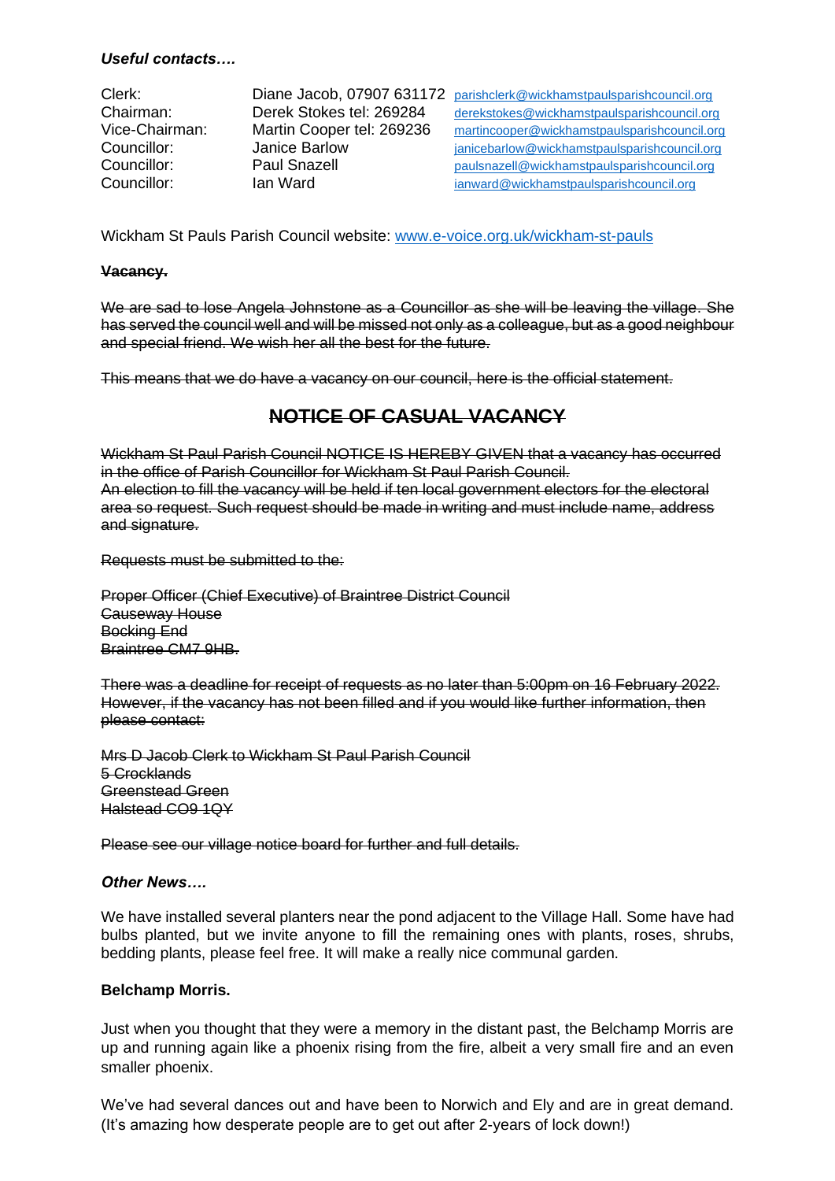***Useful contacts….***

| | | |
|---|---|---|
| Clerk: | Diane Jacob, 07907 631172 | parishclerk@wickhamstpaulsparishcouncil.org |
| Chairman: | Derek Stokes tel: 269284 | derekstokes@wickhamstpaulsparishcouncil.org |
| Vice-Chairman: | Martin Cooper tel: 269236 | martincooper@wickhamstpaulsparishcouncil.org |
| Councillor: | Janice Barlow | janicebarlow@wickhamstpaulsparishcouncil.org |
| Councillor: | Paul Snazell | paulsnazell@wickhamstpaulsparishcouncil.org |
| Councillor: | Ian Ward | ianward@wickhamstpaulsparishcouncil.org |

Wickham St Pauls Parish Council website: www.e-voice.org.uk/wickham-st-pauls

**~~Vacancy.~~**

~~We are sad to lose Angela Johnstone as a Councillor as she will be leaving the village. She has served the council well and will be missed not only as a colleague, but as a good neighbour and special friend. We wish her all the best for the future.~~

~~This means that we do have a vacancy on our council, here is the official statement.~~

## ~~NOTICE OF CASUAL VACANCY~~

~~Wickham St Paul Parish Council NOTICE IS HEREBY GIVEN that a vacancy has occurred in the office of Parish Councillor for Wickham St Paul Parish Council.~~
~~An election to fill the vacancy will be held if ten local government electors for the electoral area so request. Such request should be made in writing and must include name, address and signature.~~

~~Requests must be submitted to the:~~

~~Proper Officer (Chief Executive) of Braintree District Council~~
~~Causeway House~~
~~Bocking End~~
~~Braintree CM7 9HB.~~

~~There was a deadline for receipt of requests as no later than 5:00pm on 16 February 2022. However, if the vacancy has not been filled and if you would like further information, then please contact:~~

~~Mrs D Jacob Clerk to Wickham St Paul Parish Council~~
~~5 Crocklands~~
~~Greenstead Green~~
~~Halstead CO9 1QY~~

~~Please see our village notice board for further and full details.~~

***Other News….***

We have installed several planters near the pond adjacent to the Village Hall. Some have had bulbs planted, but we invite anyone to fill the remaining ones with plants, roses, shrubs, bedding plants, please feel free. It will make a really nice communal garden.

**Belchamp Morris.**

Just when you thought that they were a memory in the distant past, the Belchamp Morris are up and running again like a phoenix rising from the fire, albeit a very small fire and an even smaller phoenix.

We've had several dances out and have been to Norwich and Ely and are in great demand. (It's amazing how desperate people are to get out after 2-years of lock down!)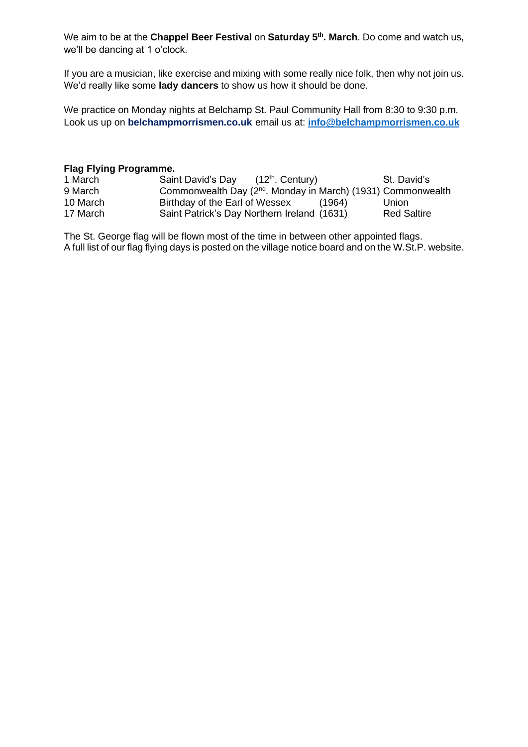We aim to be at the **Chappel Beer Festival** on **Saturday 5th. March**. Do come and watch us, we'll be dancing at 1 o'clock.

If you are a musician, like exercise and mixing with some really nice folk, then why not join us. We'd really like some **lady dancers** to show us how it should be done.

We practice on Monday nights at Belchamp St. Paul Community Hall from 8:30 to 9:30 p.m. Look us up on **belchampmorrismen.co.uk** email us at: **info@belchampmorrismen.co.uk**

**Flag Flying Programme.**

| | | | |
|---|---|---|---|
| 1 March | Saint David's Day | (12th. Century) | St. David's |
| 9 March | Commonwealth Day (2nd. Monday in March) | (1931) | Commonwealth |
| 10 March | Birthday of the Earl of Wessex | (1964) | Union |
| 17 March | Saint Patrick's Day Northern Ireland | (1631) | Red Saltire |

The St. George flag will be flown most of the time in between other appointed flags.
A full list of our flag flying days is posted on the village notice board and on the W.St.P. website.